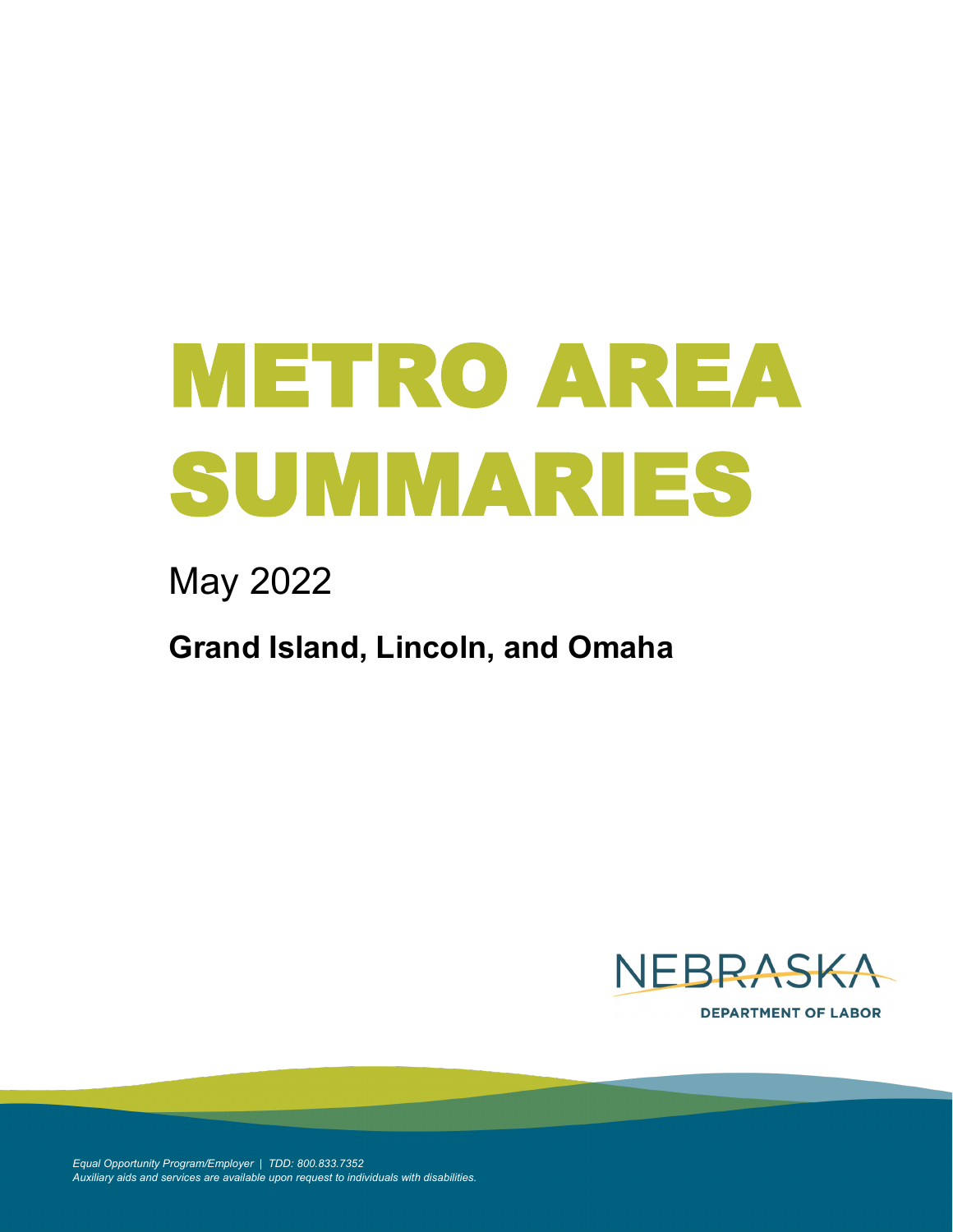# METRO AREA SUMMARIES

May 2022

**Grand Island, Lincoln, and Omaha**

NEBRASKA

DEPARTMENT OF LABOR

*Equal Opportunity Program/Employer | TDD: 800.833.7352*
*Auxiliary aids and services are available upon request to individuals with disabilities.*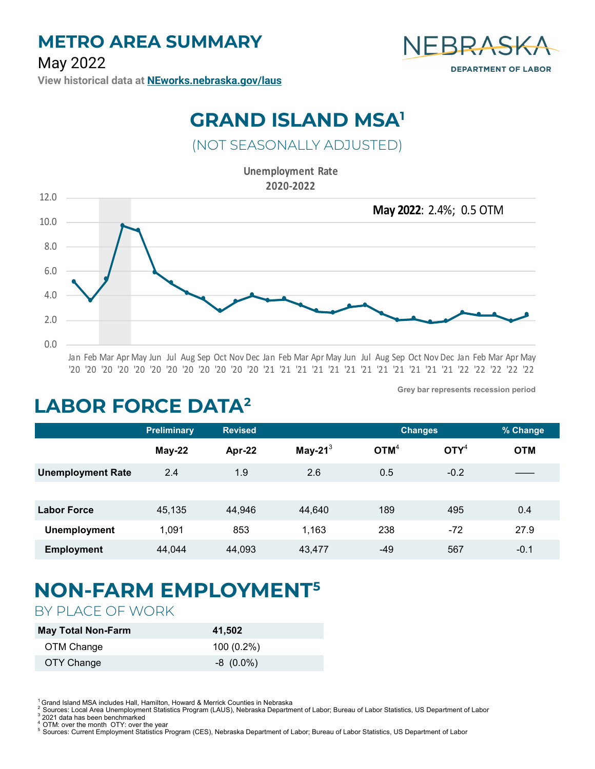# METRO AREA SUMMARY

May 2022

View historical data at **NEworks.nebraska.gov/laus**

NEBRASKA DEPARTMENT OF LABOR

## GRAND ISLAND MSA[1]

(NOT SEASONALLY ADJUSTED)

**Unemployment Rate 2020-2022**

**May 2022**: 2.4%; 0.5 OTM

Grey bar represents recession period

## LABOR FORCE DATA[2]

| | Preliminary | Revised | | Changes | | % Change |
|---|---|---|---|---|---|---|
| | **May-22** | **Apr-22** | **May-21**[3] | **OTM**[4] | **OTY**[4] | **OTM** |
| **Unemployment Rate** | 2.4 | 1.9 | 2.6 | 0.5 | -0.2 | —— |
| **Labor Force** | 45,135 | 44,946 | 44,640 | 189 | 495 | 0.4 |
| **Unemployment** | 1,091 | 853 | 1,163 | 238 | -72 | 27.9 |
| **Employment** | 44,044 | 44,093 | 43,477 | -49 | 567 | -0.1 |

## NON-FARM EMPLOYMENT[5]

BY PLACE OF WORK

| **May Total Non-Farm** | **41,502** |
|---|---|
| OTM Change | 100 (0.2%) |
| OTY Change | -8 (0.0%) |

[1] Grand Island MSA includes Hall, Hamilton, Howard & Merrick Counties in Nebraska
[2] Sources: Local Area Unemployment Statistics Program (LAUS), Nebraska Department of Labor; Bureau of Labor Statistics, US Department of Labor
[3] 2021 data has been benchmarked
[4] OTM: over the month OTY: over the year
[5] Sources: Current Employment Statistics Program (CES), Nebraska Department of Labor; Bureau of Labor Statistics, US Department of Labor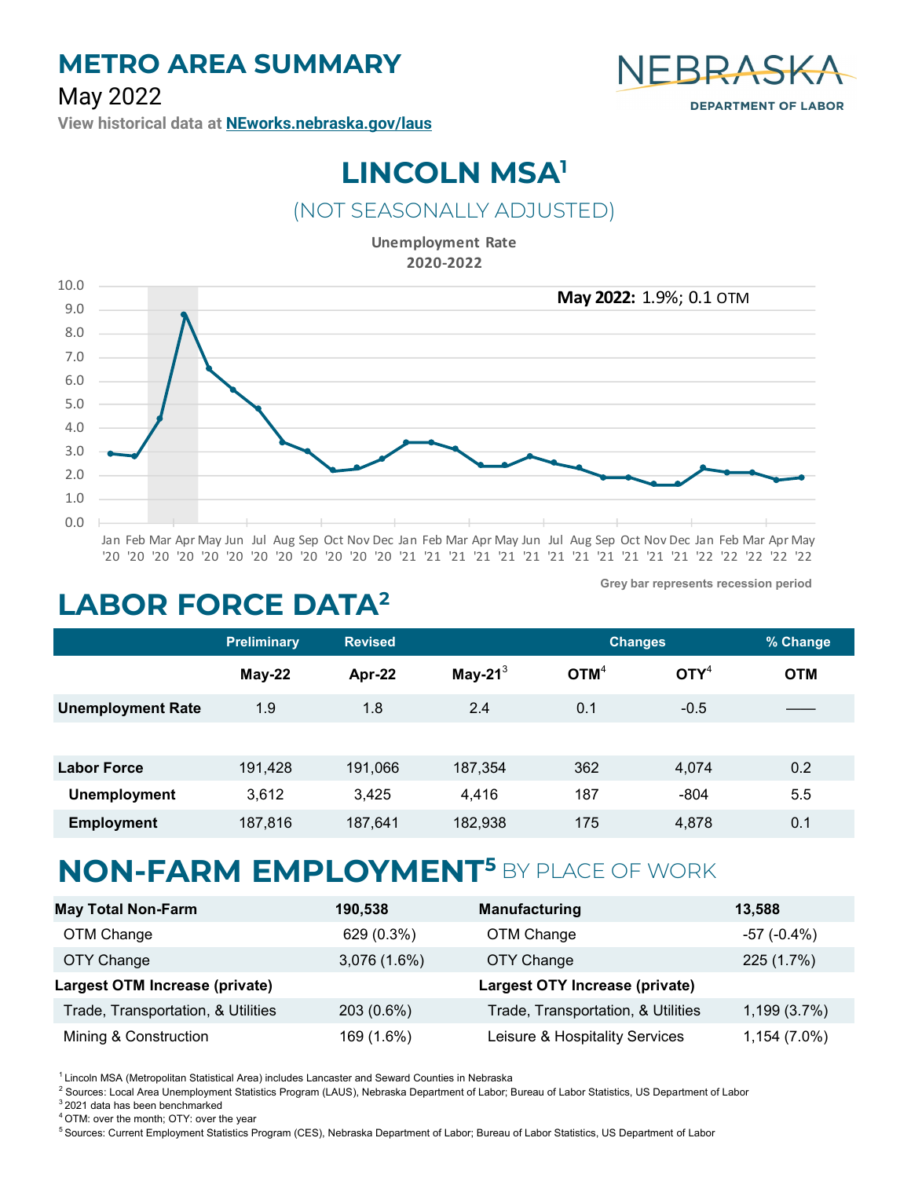# METRO AREA SUMMARY

May 2022

View historical data at **NEworks.nebraska.gov/laus**

NEBRASKA DEPARTMENT OF LABOR

## LINCOLN MSA[1]

(NOT SEASONALLY ADJUSTED)

**Unemployment Rate 2020-2022**

**May 2022:** 1.9%; 0.1 OTM

Grey bar represents recession period

## LABOR FORCE DATA[2]

| | Preliminary | Revised | | Changes | | % Change |
|---|---|---|---|---|---|---|
| | **May-22** | **Apr-22** | **May-21**[3] | **OTM**[4] | **OTY**[4] | **OTM** |
| **Unemployment Rate** | 1.9 | 1.8 | 2.4 | 0.1 | -0.5 | —— |
| | | | | | | |
| **Labor Force** | 191,428 | 191,066 | 187,354 | 362 | 4,074 | 0.2 |
| **Unemployment** | 3,612 | 3,425 | 4,416 | 187 | -804 | 5.5 |
| **Employment** | 187,816 | 187,641 | 182,938 | 175 | 4,878 | 0.1 |

## NON-FARM EMPLOYMENT[5] BY PLACE OF WORK

| **May Total Non-Farm** | **190,538** | **Manufacturing** | **13,588** |
|---|---|---|---|
| OTM Change | 629 (0.3%) | OTM Change | -57 (-0.4%) |
| OTY Change | 3,076 (1.6%) | OTY Change | 225 (1.7%) |
| **Largest OTM Increase (private)** | | **Largest OTY Increase (private)** | |
| Trade, Transportation, & Utilities | 203 (0.6%) | Trade, Transportation, & Utilities | 1,199 (3.7%) |
| Mining & Construction | 169 (1.6%) | Leisure & Hospitality Services | 1,154 (7.0%) |

[1] Lincoln MSA (Metropolitan Statistical Area) includes Lancaster and Seward Counties in Nebraska

[2] Sources: Local Area Unemployment Statistics Program (LAUS), Nebraska Department of Labor; Bureau of Labor Statistics, US Department of Labor

[3] 2021 data has been benchmarked

[4] OTM: over the month; OTY: over the year

[5] Sources: Current Employment Statistics Program (CES), Nebraska Department of Labor; Bureau of Labor Statistics, US Department of Labor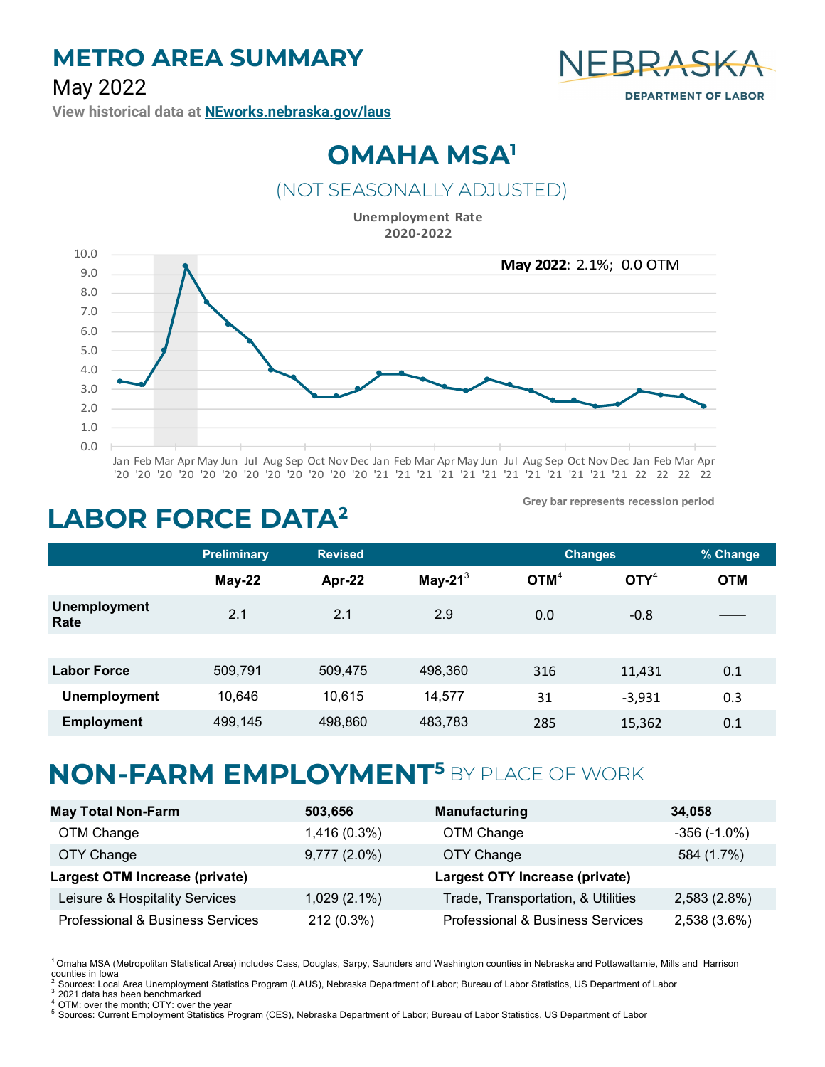# METRO AREA SUMMARY

May 2022

View historical data at **NEworks.nebraska.gov/laus**

NEBRASKA DEPARTMENT OF LABOR

## OMAHA MSA[1]

(NOT SEASONALLY ADJUSTED)

Unemployment Rate
2020-2022

**May 2022**: 2.1%; 0.0 OTM

10.0
9.0
8.0
7.0
6.0
5.0
4.0
3.0
2.0
1.0
0.0

Jan '20 Feb '20 Mar '20 Apr '20 May '20 Jun '20 Jul '20 Aug '20 Sep '20 Oct '20 Nov '20 Dec '20 Jan '21 Feb '21 Mar '21 Apr '21 May '21 Jun '21 Jul '21 Aug '21 Sep '21 Oct '21 Nov '21 Dec '21 Jan 22 Feb 22 Mar 22 Apr 22

Grey bar represents recession period

## LABOR FORCE DATA[2]

| | Preliminary | Revised | | Changes | | % Change |
|---|---|---|---|---|---|---|
| | **May-22** | **Apr-22** | **May-21**[3] | **OTM**[4] | **OTY**[4] | **OTM** |
| **Unemployment Rate** | 2.1 | 2.1 | 2.9 | 0.0 | -0.8 | —— |
| | | | | | | |
| **Labor Force** | 509,791 | 509,475 | 498,360 | 316 | 11,431 | 0.1 |
| **Unemployment** | 10,646 | 10,615 | 14,577 | 31 | -3,931 | 0.3 |
| **Employment** | 499,145 | 498,860 | 483,783 | 285 | 15,362 | 0.1 |

## NON-FARM EMPLOYMENT[5] BY PLACE OF WORK

| | | | |
|---|---|---|---|
| **May Total Non-Farm** | **503,656** | **Manufacturing** | **34,058** |
| OTM Change | 1,416 (0.3%) | OTM Change | -356 (-1.0%) |
| OTY Change | 9,777 (2.0%) | OTY Change | 584 (1.7%) |
| **Largest OTM Increase (private)** | | **Largest OTY Increase (private)** | |
| Leisure & Hospitality Services | 1,029 (2.1%) | Trade, Transportation, & Utilities | 2,583 (2.8%) |
| Professional & Business Services | 212 (0.3%) | Professional & Business Services | 2,538 (3.6%) |

[1] Omaha MSA (Metropolitan Statistical Area) includes Cass, Douglas, Sarpy, Saunders and Washington counties in Nebraska and Pottawattamie, Mills and Harrison counties in Iowa
[2] Sources: Local Area Unemployment Statistics Program (LAUS), Nebraska Department of Labor; Bureau of Labor Statistics, US Department of Labor
[3] 2021 data has been benchmarked
[4] OTM: over the month; OTY: over the year
[5] Sources: Current Employment Statistics Program (CES), Nebraska Department of Labor; Bureau of Labor Statistics, US Department of Labor